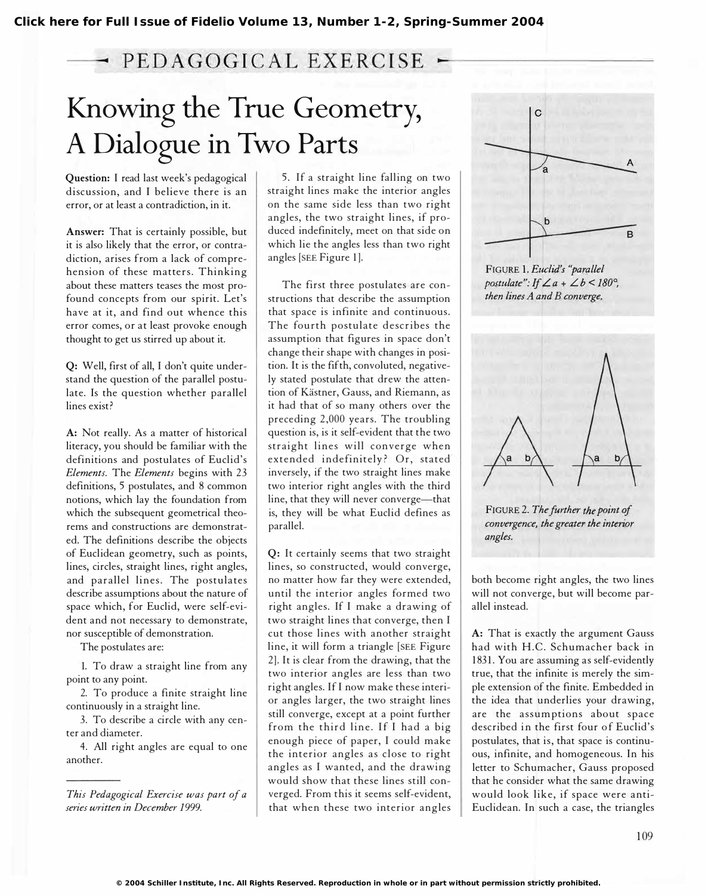PEDAGOGICAL EXERCISE

# Knowing the True Geometry, A Dialogue in Two Parts

**Question:** I read last week's pedagogical discussion, and I believe there is an error, or at least a contradiction, in it.

**Answer:** That is certainly possible, but it is also likely that the error, or contradiction, arises from a lack of comprehension of these matters. Thinking about these matters teases the most profound concepts from our spirit. Let's have at it, and find out whence this error comes, or at least provoke enough thought to get us stirred up about it.

**Q:** Well, first of all, I don't quite understand the question of the parallel postulate. Is the question whether parallel lines exist?

**A:** Not really. As a matter of historical literacy, you should be familiar with the definitions and postulates of Euclid's *Elements*. The *Elements* begins with 23 definitions, 5 postulates, and 8 common notions, which lay the foundation from which the subsequent geometrical theorems and constructions are demonstrated. The definitions describe the objects of Euclidean geometry, such as points, lines, circles, straight lines, right angles, and parallel lines. The postulates describe assumptions about the nature of space which, for Euclid, were self-evident and not necessary to demonstrate, nor susceptible of demonstration.

The postulates are:

1. To draw a straight line from any point to any point.
2. To produce a finite straight line continuously in a straight line.
3. To describe a circle with any center and diameter.
4. All right angles are equal to one another.
5. If a straight line falling on two straight lines make the interior angles on the same side less than two right angles, the two straight lines, if produced indefinitely, meet on that side on which lie the angles less than two right angles [SEE Figure 1].

*This Pedagogical Exercise was part of a series written in December 1999.*

The first three postulates are constructions that describe the assumption that space is infinite and continuous. The fourth postulate describes the assumption that figures in space don't change their shape with changes in position. It is the fifth, convoluted, negatively stated postulate that drew the attention of Kästner, Gauss, and Riemann, as it had that of so many others over the preceding 2,000 years. The troubling question is, is it self-evident that the two straight lines will converge when extended indefinitely? Or, stated inversely, if the two straight lines make two interior right angles with the third line, that they will never converge—that is, they will be what Euclid defines as parallel.

**Q:** It certainly seems that two straight lines, so constructed, would converge, no matter how far they were extended, until the interior angles formed two right angles. If I make a drawing of two straight lines that converge, then I cut those lines with another straight line, it will form a triangle [SEE Figure 2]. It is clear from the drawing, that the two interior angles are less than two right angles. If I now make these interior angles larger, the two straight lines still converge, except at a point further from the third line. If I had a big enough piece of paper, I could make the interior angles as close to right angles as I wanted, and the drawing would show that these lines still converged. From this it seems self-evident, that when these two interior angles both become right angles, the two lines will not converge, but will become parallel instead.

FIGURE 1. *Euclid's "parallel postulate": If $\angle a + \angle b < 180°$, then lines A and B converge.*

FIGURE 2. *The further the point of convergence, the greater the interior angles.*

**A:** That is exactly the argument Gauss had with H.C. Schumacher back in 1831. You are assuming as self-evidently true, that the infinite is merely the simple extension of the finite. Embedded in the idea that underlies your drawing, are the assumptions about space described in the first four of Euclid's postulates, that is, that space is continuous, infinite, and homogeneous. In his letter to Schumacher, Gauss proposed that he consider what the same drawing would look like, if space were anti-Euclidean. In such a case, the triangles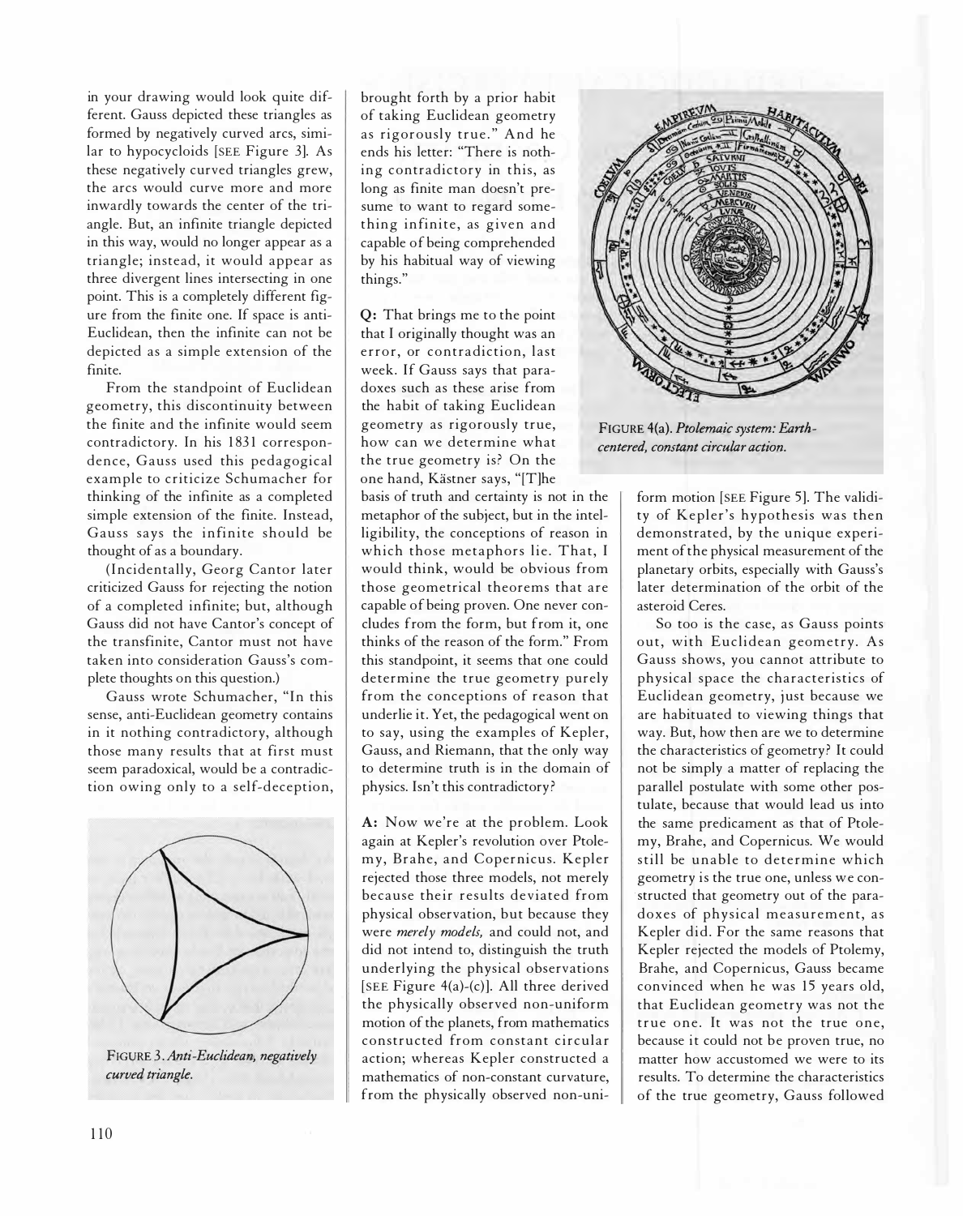in your drawing would look quite different. Gauss depicted these triangles as formed by negatively curved arcs, similar to hypocycloids [SEE Figure 3]. As these negatively curved triangles grew, the arcs would curve more and more inwardly towards the center of the triangle. But, an infinite triangle depicted in this way, would no longer appear as a triangle; instead, it would appear as three divergent lines intersecting in one point. This is a completely different figure from the finite one. If space is anti-Euclidean, then the infinite can not be depicted as a simple extension of the finite.

From the standpoint of Euclidean geometry, this discontinuity between the finite and the infinite would seem contradictory. In his 1831 correspondence, Gauss used this pedagogical example to criticize Schumacher for thinking of the infinite as a completed simple extension of the finite. Instead, Gauss says the infinite should be thought of as a boundary.

(Incidentally, Georg Cantor later criticized Gauss for rejecting the notion of a completed infinite; but, although Gauss did not have Cantor's concept of the transfinite, Cantor must not have taken into consideration Gauss's complete thoughts on this question.)

Gauss wrote Schumacher, "In this sense, anti-Euclidean geometry contains in it nothing contradictory, although those many results that at first must seem paradoxical, would be a contradiction owing only to a self-deception, brought forth by a prior habit of taking Euclidean geometry as rigorously true." And he ends his letter: "There is nothing contradictory in this, as long as finite man doesn't presume to want to regard something infinite, as given and capable of being comprehended by his habitual way of viewing things."

FIGURE 3. *Anti-Euclidean, negatively curved triangle.*

**Q:** That brings me to the point that I originally thought was an error, or contradiction, last week. If Gauss says that paradoxes such as these arise from the habit of taking Euclidean geometry as rigorously true, how can we determine what the true geometry is? On the one hand, Kästner says, "[T]he basis of truth and certainty is not in the metaphor of the subject, but in the intelligibility, the conceptions of reason in which those metaphors lie. That, I would think, would be obvious from those geometrical theorems that are capable of being proven. One never concludes from the form, but from it, one thinks of the reason of the form." From this standpoint, it seems that one could determine the true geometry purely from the conceptions of reason that underlie it. Yet, the pedagogical went on to say, using the examples of Kepler, Gauss, and Riemann, that the only way to determine truth is in the domain of physics. Isn't this contradictory?

**A:** Now we're at the problem. Look again at Kepler's revolution over Ptolemy, Brahe, and Copernicus. Kepler rejected those three models, not merely because their results deviated from physical observation, but because they were *merely models,* and could not, and did not intend to, distinguish the truth underlying the physical observations [SEE Figure 4(a)-(c)]. All three derived the physically observed non-uniform motion of the planets, from mathematics constructed from constant circular action; whereas Kepler constructed a mathematics of non-constant curvature, from the physically observed non-uniform motion [SEE Figure 5]. The validity of Kepler's hypothesis was then demonstrated, by the unique experiment of the physical measurement of the planetary orbits, especially with Gauss's later determination of the orbit of the asteroid Ceres.

FIGURE 4(a). *Ptolemaic system: Earth-centered, constant circular action.*

So too is the case, as Gauss points out, with Euclidean geometry. As Gauss shows, you cannot attribute to physical space the characteristics of Euclidean geometry, just because we are habituated to viewing things that way. But, how then are we to determine the characteristics of geometry? It could not be simply a matter of replacing the parallel postulate with some other postulate, because that would lead us into the same predicament as that of Ptolemy, Brahe, and Copernicus. We would still be unable to determine which geometry is the true one, unless we constructed that geometry out of the paradoxes of physical measurement, as Kepler did. For the same reasons that Kepler rejected the models of Ptolemy, Brahe, and Copernicus, Gauss became convinced when he was 15 years old, that Euclidean geometry was not the true one. It was not the true one, because it could not be proven true, no matter how accustomed we were to its results. To determine the characteristics of the true geometry, Gauss followed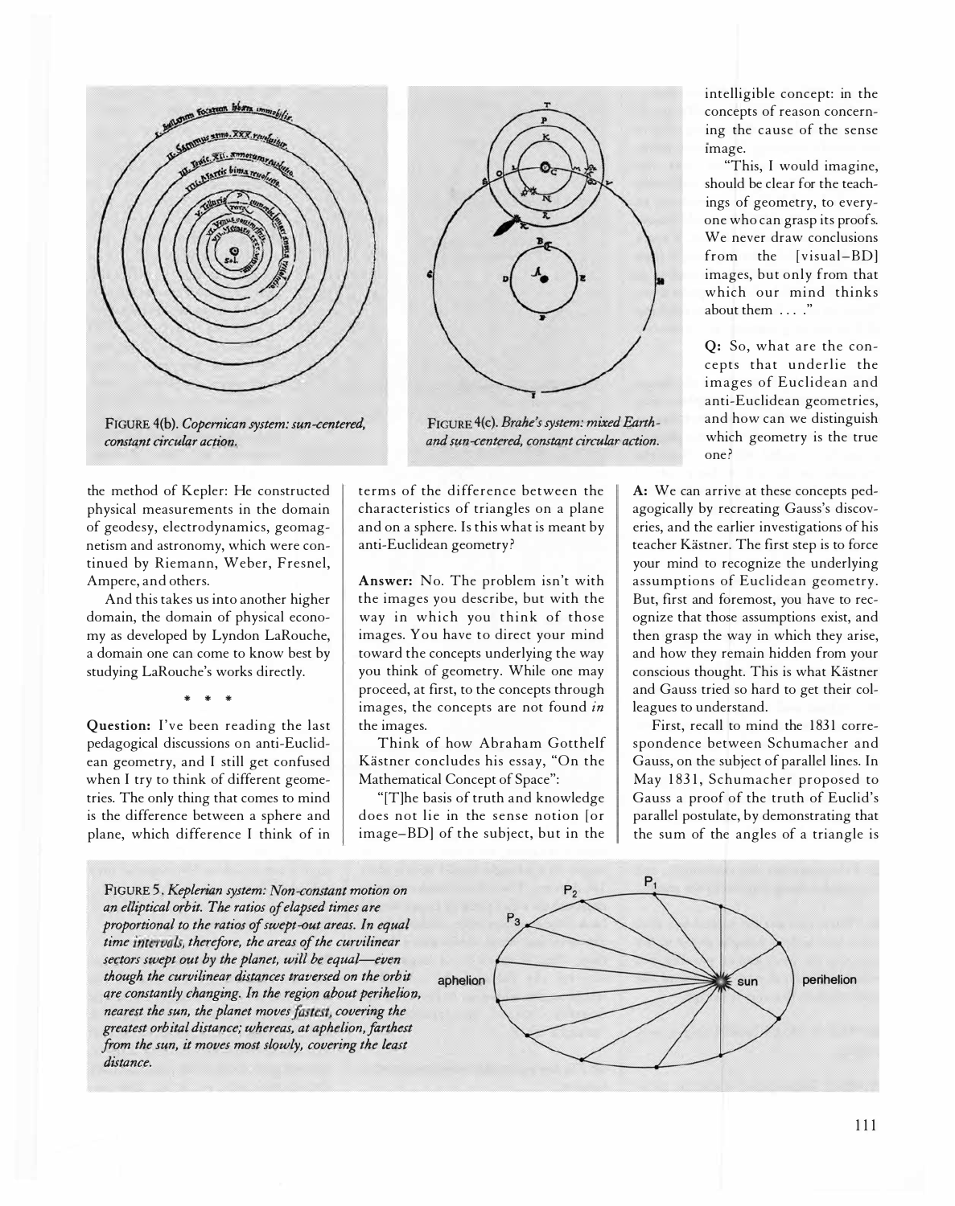FIGURE 4(b). *Copernican system: sun-centered, constant circular action.*

FIGURE 4(c). *Brahe's system: mixed Earth- and sun-centered, constant circular action.*

the method of Kepler: He constructed physical measurements in the domain of geodesy, electrodynamics, geomagnetism and astronomy, which were continued by Riemann, Weber, Fresnel, Ampere, and others.

And this takes us into another higher domain, the domain of physical economy as developed by Lyndon LaRouche, a domain one can come to know best by studying LaRouche's works directly.

\* \* \*

**Question:** I've been reading the last pedagogical discussions on anti-Euclidean geometry, and I still get confused when I try to think of different geometries. The only thing that comes to mind is the difference between a sphere and plane, which difference I think of in terms of the difference between the characteristics of triangles on a plane and on a sphere. Is this what is meant by anti-Euclidean geometry?

**Answer:** No. The problem isn't with the images you describe, but with the way in which you think of those images. You have to direct your mind toward the concepts underlying the way you think of geometry. While one may proceed, at first, to the concepts through images, the concepts are not found *in* the images.

Think of how Abraham Gotthelf Kästner concludes his essay, "On the Mathematical Concept of Space":

"[T]he basis of truth and knowledge does not lie in the sense notion [or image–BD] of the subject, but in the intelligible concept: in the concepts of reason concerning the cause of the sense image.

"This, I would imagine, should be clear for the teachings of geometry, to everyone who can grasp its proofs. We never draw conclusions from the [visual–BD] images, but only from that which our mind thinks about them . . . ."

**Q:** So, what are the concepts that underlie the images of Euclidean and anti-Euclidean geometries, and how can we distinguish which geometry is the true one?

**A:** We can arrive at these concepts pedagogically by recreating Gauss's discoveries, and the earlier investigations of his teacher Kästner. The first step is to force your mind to recognize the underlying assumptions of Euclidean geometry. But, first and foremost, you have to recognize that those assumptions exist, and then grasp the way in which they arise, and how they remain hidden from your conscious thought. This is what Kästner and Gauss tried so hard to get their colleagues to understand.

First, recall to mind the 1831 correspondence between Schumacher and Gauss, on the subject of parallel lines. In May 1831, Schumacher proposed to Gauss a proof of the truth of Euclid's parallel postulate, by demonstrating that the sum of the angles of a triangle is

FIGURE 5. *Keplerian system: Non-constant motion on an elliptical orbit. The ratios of elapsed times are proportional to the ratios of swept-out areas. In equal time intervals, therefore, the areas of the curvilinear sectors swept out by the planet, will be equal—even though the curvilinear distances traversed on the orbit are constantly changing. In the region about perihelion, nearest the sun, the planet moves fastest, covering the greatest orbital distance; whereas, at aphelion, farthest from the sun, it moves most slowly, covering the least distance.*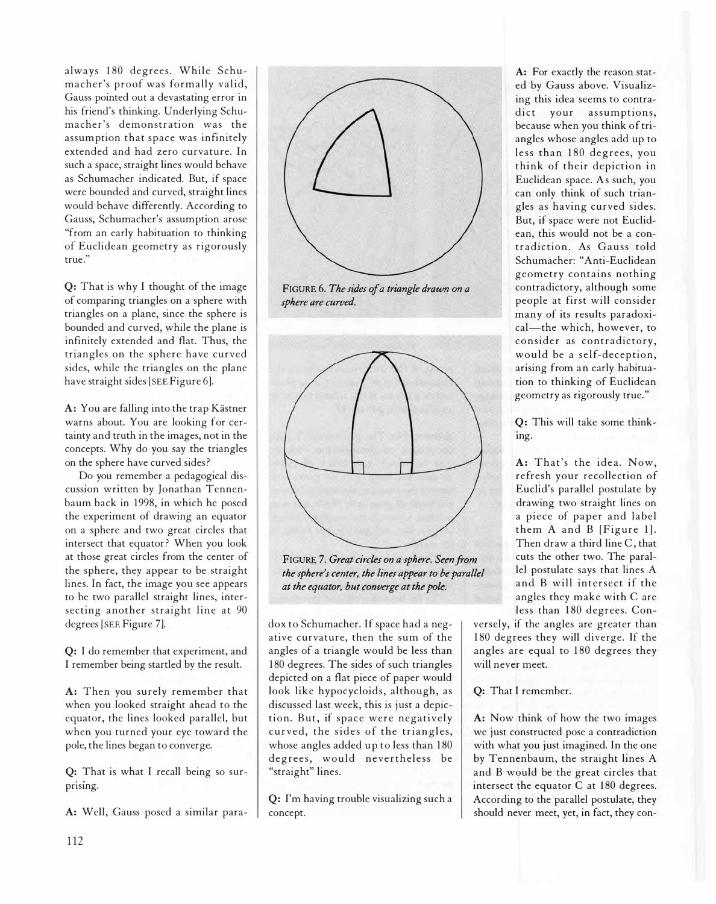always 180 degrees. While Schumacher's proof was formally valid, Gauss pointed out a devastating error in his friend's thinking. Underlying Schumacher's demonstration was the assumption that space was infinitely extended and had zero curvature. In such a space, straight lines would behave as Schumacher indicated. But, if space were bounded and curved, straight lines would behave differently. According to Gauss, Schumacher's assumption arose "from an early habituation to thinking of Euclidean geometry as rigorously true."

**Q:** That is why I thought of the image of comparing triangles on a sphere with triangles on a plane, since the sphere is bounded and curved, while the plane is infinitely extended and flat. Thus, the triangles on the sphere have curved sides, while the triangles on the plane have straight sides [SEE Figure 6].

**A:** You are falling into the trap Kästner warns about. You are looking for certainty and truth in the images, not in the concepts. Why do you say the triangles on the sphere have curved sides?

Do you remember a pedagogical discussion written by Jonathan Tennenbaum back in 1998, in which he posed the experiment of drawing an equator on a sphere and two great circles that intersect that equator? When you look at those great circles from the center of the sphere, they appear to be straight lines. In fact, the image you see appears to be two parallel straight lines, intersecting another straight line at 90 degrees [SEE Figure 7].

**Q:** I do remember that experiment, and I remember being startled by the result.

**A:** Then you surely remember that when you looked straight ahead to the equator, the lines looked parallel, but when you turned your eye toward the pole, the lines began to converge.

**Q:** That is what I recall being so surprising.

**A:** Well, Gauss posed a similar paradox to Schumacher. If space had a negative curvature, then the sum of the angles of a triangle would be less than 180 degrees. The sides of such triangles depicted on a flat piece of paper would look like hypocycloids, although, as discussed last week, this is just a depiction. But, if space were negatively curved, the sides of the triangles, whose angles added up to less than 180 degrees, would nevertheless be "straight" lines.

**Q:** I'm having trouble visualizing such a concept.

**A:** For exactly the reason stated by Gauss above. Visualizing this idea seems to contradict your assumptions, because when you think of triangles whose angles add up to less than 180 degrees, you think of their depiction in Euclidean space. As such, you can only think of such triangles as having curved sides. But, if space were not Euclidean, this would not be a contradiction. As Gauss told Schumacher: "Anti-Euclidean geometry contains nothing contradictory, although some people at first will consider many of its results paradoxical—the which, however, to consider as contradictory, would be a self-deception, arising from an early habituation to thinking of Euclidean geometry as rigorously true."

**Q:** This will take some thinking.

**A:** That's the idea. Now, refresh your recollection of Euclid's parallel postulate by drawing two straight lines on a piece of paper and label them A and B [Figure 1]. Then draw a third line C, that cuts the other two. The parallel postulate says that lines A and B will intersect if the angles they make with C are less than 180 degrees. Conversely, if the angles are greater than 180 degrees they will diverge. If the angles are equal to 180 degrees they will never meet.

**Q:** That I remember.

**A:** Now think of how the two images we just constructed pose a contradiction with what you just imagined. In the one by Tennenbaum, the straight lines A and B would be the great circles that intersect the equator C at 180 degrees. According to the parallel postulate, they should never meet, yet, in fact, they con-

FIGURE 6. *The sides of a triangle drawn on a sphere are curved.*

FIGURE 7. *Great circles on a sphere. Seen from the sphere's center, the lines appear to be parallel at the equator, but converge at the pole.*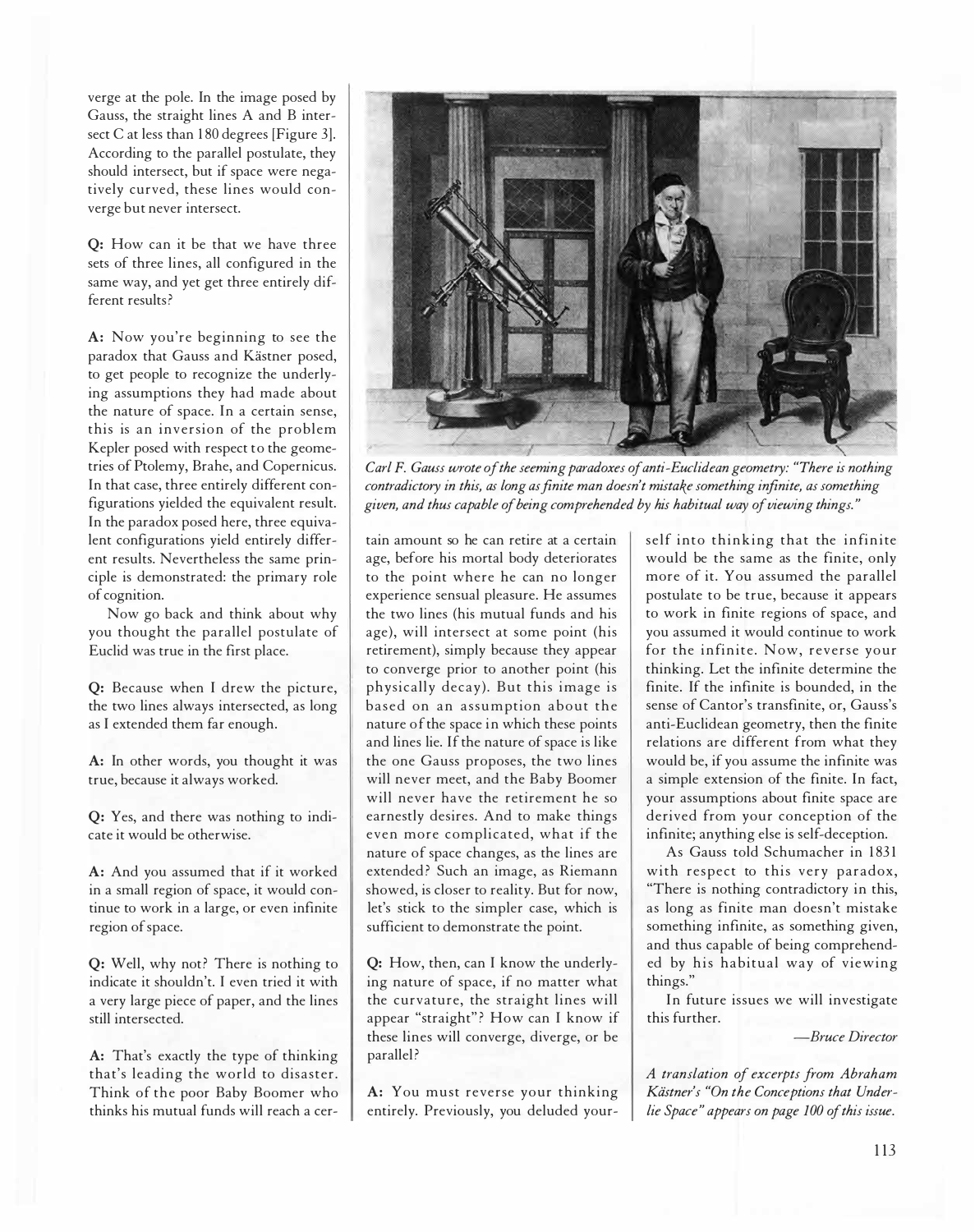verge at the pole. In the image posed by Gauss, the straight lines A and B intersect C at less than 180 degrees [Figure 3]. According to the parallel postulate, they should intersect, but if space were negatively curved, these lines would converge but never intersect.

**Q:** How can it be that we have three sets of three lines, all configured in the same way, and yet get three entirely different results?

**A:** Now you're beginning to see the paradox that Gauss and Kästner posed, to get people to recognize the underlying assumptions they had made about the nature of space. In a certain sense, this is an inversion of the problem Kepler posed with respect to the geometries of Ptolemy, Brahe, and Copernicus. In that case, three entirely different configurations yielded the equivalent result. In the paradox posed here, three equivalent configurations yield entirely different results. Nevertheless the same principle is demonstrated: the primary role of cognition.

Now go back and think about why you thought the parallel postulate of Euclid was true in the first place.

**Q:** Because when I drew the picture, the two lines always intersected, as long as I extended them far enough.

**A:** In other words, you thought it was true, because it always worked.

**Q:** Yes, and there was nothing to indicate it would be otherwise.

**A:** And you assumed that if it worked in a small region of space, it would continue to work in a large, or even infinite region of space.

**Q:** Well, why not? There is nothing to indicate it shouldn't. I even tried it with a very large piece of paper, and the lines still intersected.

**A:** That's exactly the type of thinking that's leading the world to disaster. Think of the poor Baby Boomer who thinks his mutual funds will reach a certain amount so he can retire at a certain age, before his mortal body deteriorates to the point where he can no longer experience sensual pleasure. He assumes the two lines (his mutual funds and his age), will intersect at some point (his retirement), simply because they appear to converge prior to another point (his physically decay). But this image is based on an assumption about the nature of the space in which these points and lines lie. If the nature of space is like the one Gauss proposes, the two lines will never meet, and the Baby Boomer will never have the retirement he so earnestly desires. And to make things even more complicated, what if the nature of space changes, as the lines are extended? Such an image, as Riemann showed, is closer to reality. But for now, let's stick to the simpler case, which is sufficient to demonstrate the point.

**Q:** How, then, can I know the underlying nature of space, if no matter what the curvature, the straight lines will appear "straight"? How can I know if these lines will converge, diverge, or be parallel?

**A:** You must reverse your thinking entirely. Previously, you deluded yourself into thinking that the infinite would be the same as the finite, only more of it. You assumed the parallel postulate to be true, because it appears to work in finite regions of space, and you assumed it would continue to work for the infinite. Now, reverse your thinking. Let the infinite determine the finite. If the infinite is bounded, in the sense of Cantor's transfinite, or, Gauss's anti-Euclidean geometry, then the finite relations are different from what they would be, if you assume the infinite was a simple extension of the finite. In fact, your assumptions about finite space are derived from your conception of the infinite; anything else is self-deception.

As Gauss told Schumacher in 1831 with respect to this very paradox, "There is nothing contradictory in this, as long as finite man doesn't mistake something infinite, as something given, and thus capable of being comprehended by his habitual way of viewing things."

In future issues we will investigate this further.

*—Bruce Director*

*A translation of excerpts from Abraham Kästner's "On the Conceptions that Underlie Space" appears on page 100 of this issue.*

*Carl F. Gauss wrote of the seeming paradoxes of anti-Euclidean geometry: "There is nothing contradictory in this, as long as finite man doesn't mistake something infinite, as something given, and thus capable of being comprehended by his habitual way of viewing things."*